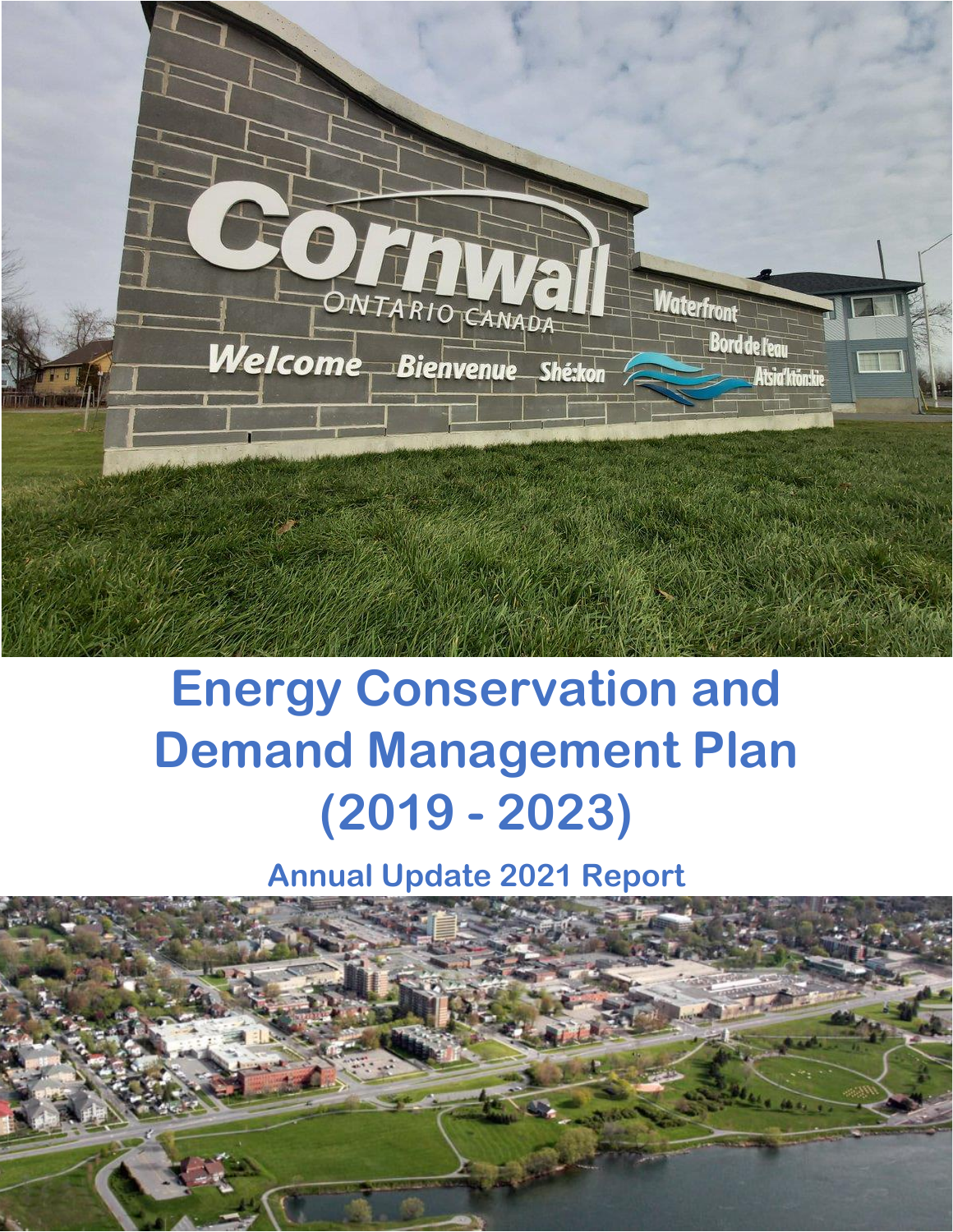# Energy Conservation and Demand Management Plan (2019 - 2023)

## Annual Update 2021 Report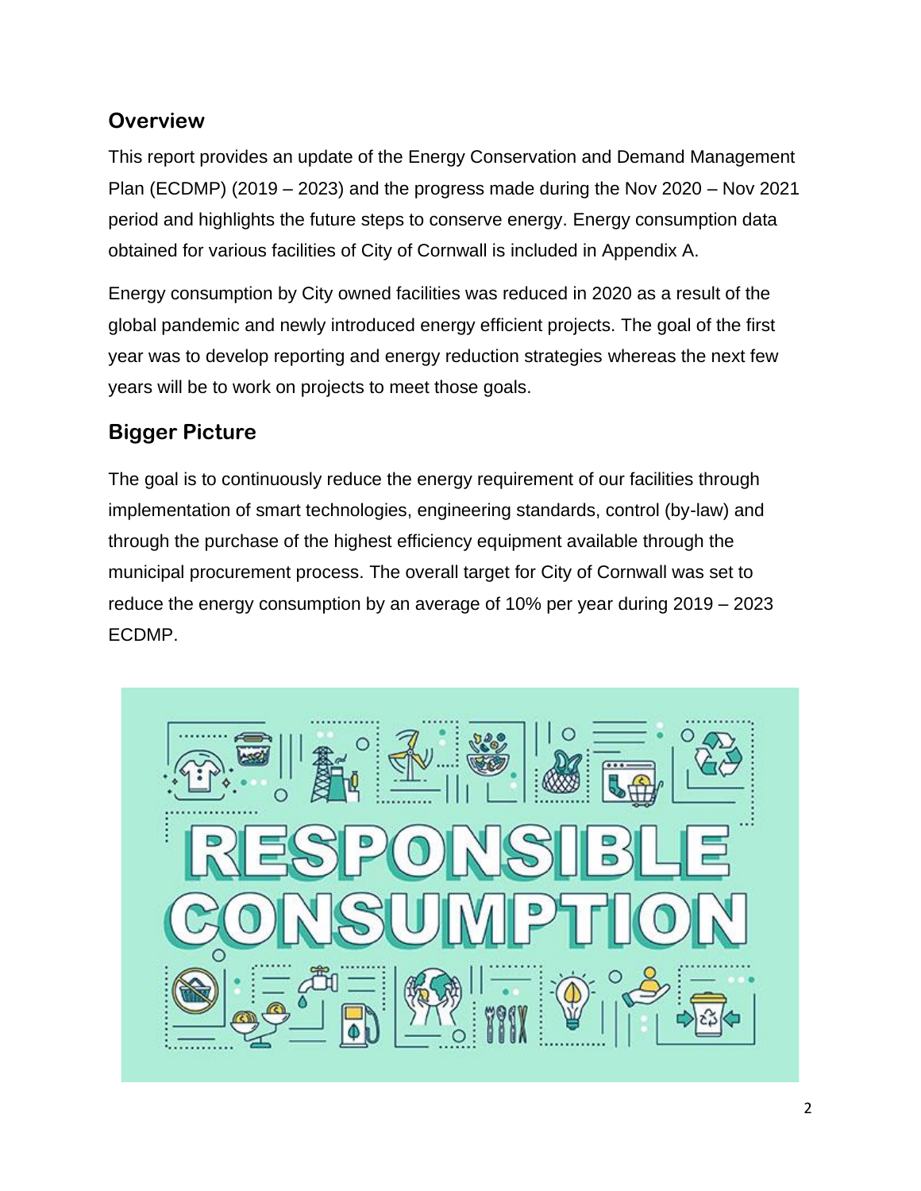## Overview

This report provides an update of the Energy Conservation and Demand Management Plan (ECDMP) (2019 – 2023) and the progress made during the Nov 2020 – Nov 2021 period and highlights the future steps to conserve energy. Energy consumption data obtained for various facilities of City of Cornwall is included in Appendix A.

Energy consumption by City owned facilities was reduced in 2020 as a result of the global pandemic and newly introduced energy efficient projects. The goal of the first year was to develop reporting and energy reduction strategies whereas the next few years will be to work on projects to meet those goals.

## Bigger Picture

The goal is to continuously reduce the energy requirement of our facilities through implementation of smart technologies, engineering standards, control (by-law) and through the purchase of the highest efficiency equipment available through the municipal procurement process. The overall target for City of Cornwall was set to reduce the energy consumption by an average of 10% per year during 2019 – 2023 ECDMP.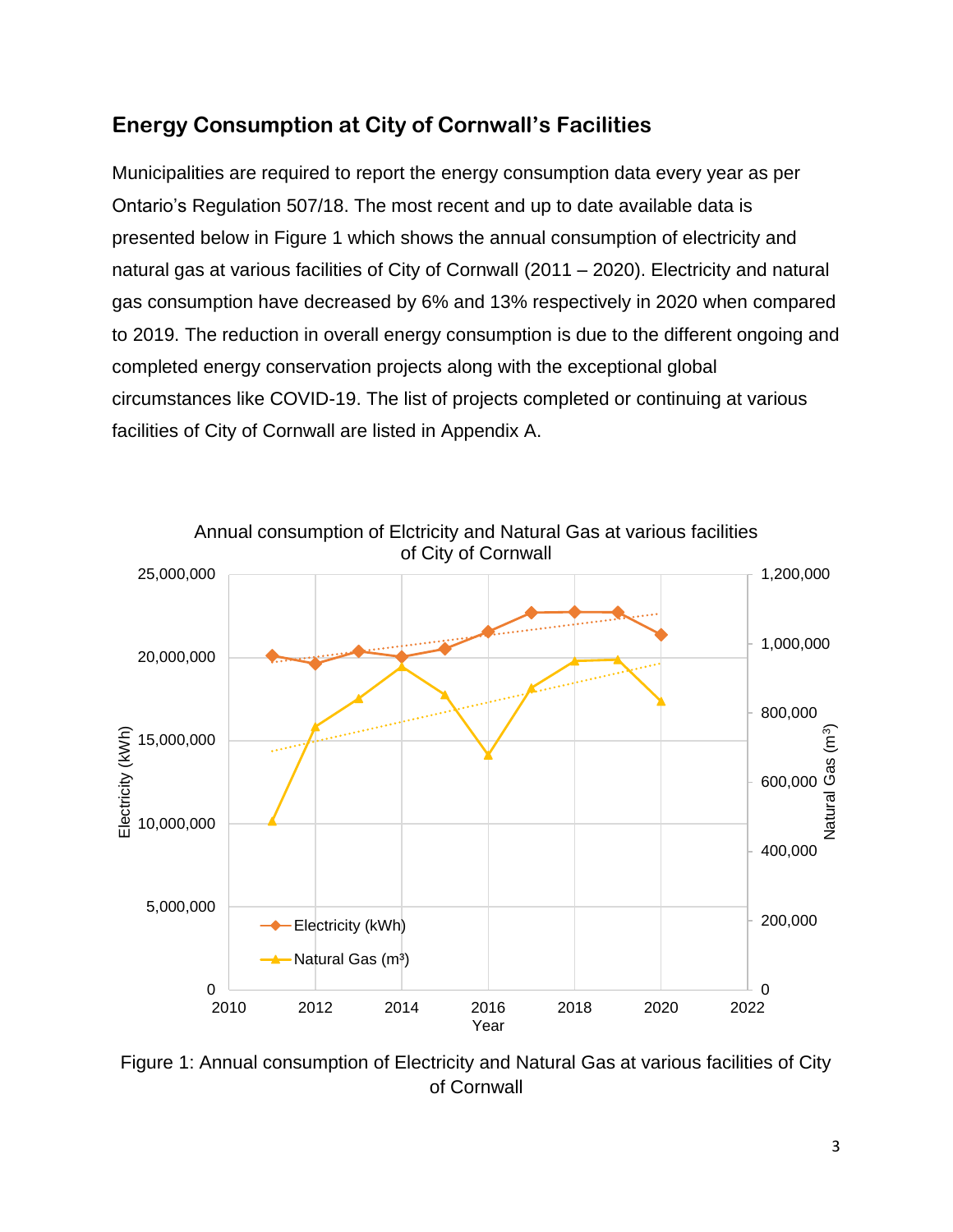## Energy Consumption at City of Cornwall's Facilities

Municipalities are required to report the energy consumption data every year as per Ontario's Regulation 507/18. The most recent and up to date available data is presented below in Figure 1 which shows the annual consumption of electricity and natural gas at various facilities of City of Cornwall (2011 – 2020). Electricity and natural gas consumption have decreased by 6% and 13% respectively in 2020 when compared to 2019. The reduction in overall energy consumption is due to the different ongoing and completed energy conservation projects along with the exceptional global circumstances like COVID-19. The list of projects completed or continuing at various facilities of City of Cornwall are listed in Appendix A.

Figure 1: Annual consumption of Electricity and Natural Gas at various facilities of City of Cornwall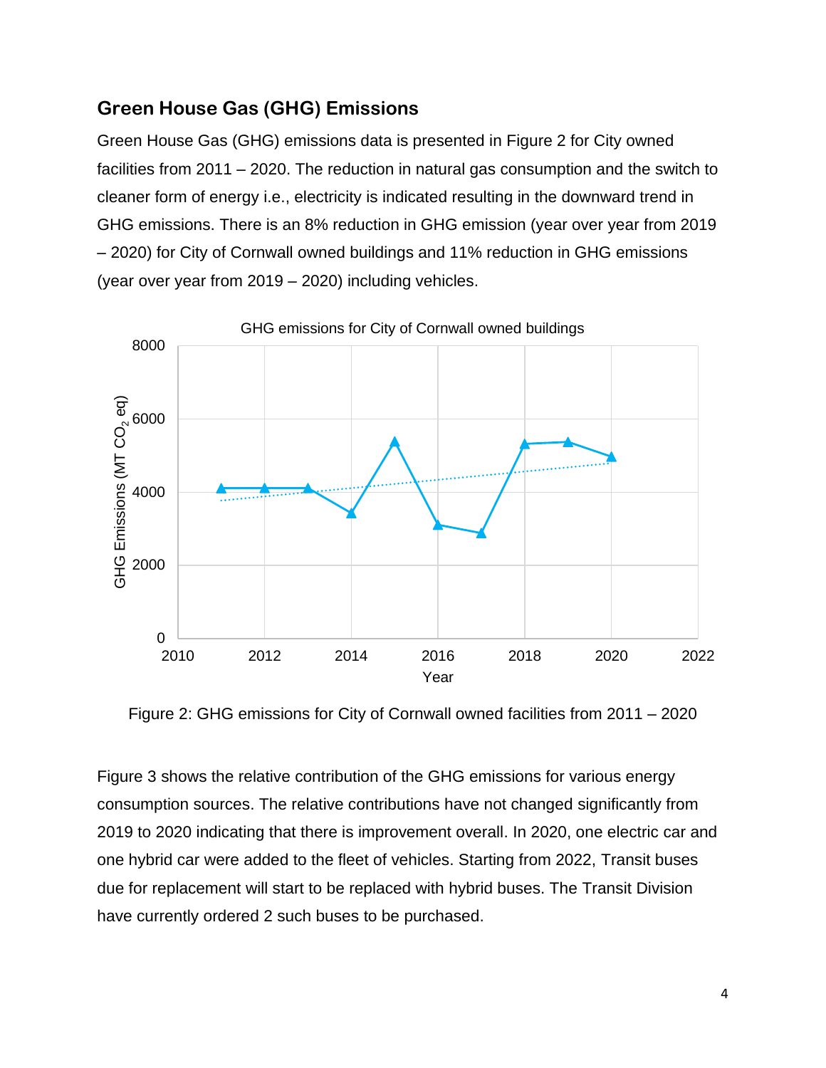## Green House Gas (GHG) Emissions

Green House Gas (GHG) emissions data is presented in Figure 2 for City owned facilities from 2011 – 2020. The reduction in natural gas consumption and the switch to cleaner form of energy i.e., electricity is indicated resulting in the downward trend in GHG emissions. There is an 8% reduction in GHG emission (year over year from 2019 – 2020) for City of Cornwall owned buildings and 11% reduction in GHG emissions (year over year from 2019 – 2020) including vehicles.

Figure 2: GHG emissions for City of Cornwall owned facilities from 2011 – 2020

Figure 3 shows the relative contribution of the GHG emissions for various energy consumption sources. The relative contributions have not changed significantly from 2019 to 2020 indicating that there is improvement overall. In 2020, one electric car and one hybrid car were added to the fleet of vehicles. Starting from 2022, Transit buses due for replacement will start to be replaced with hybrid buses. The Transit Division have currently ordered 2 such buses to be purchased.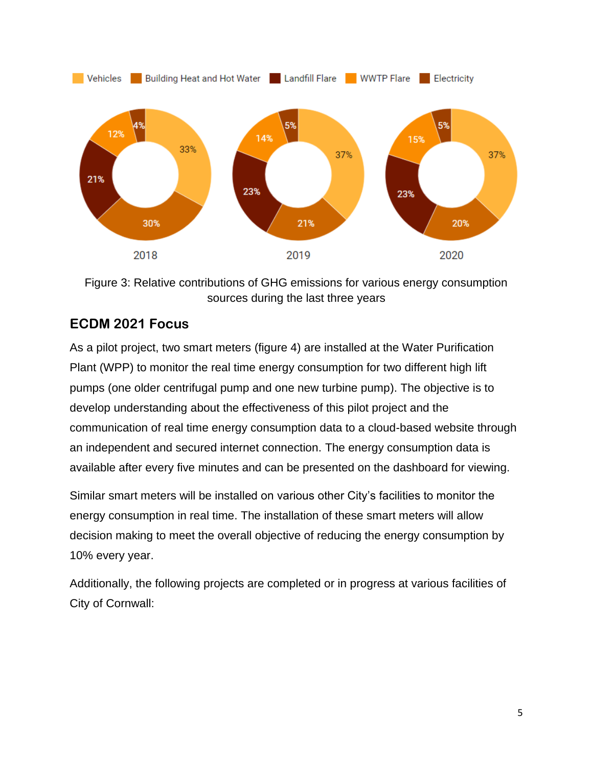Figure 3: Relative contributions of GHG emissions for various energy consumption sources during the last three years

## ECDM 2021 Focus

As a pilot project, two smart meters (figure 4) are installed at the Water Purification Plant (WPP) to monitor the real time energy consumption for two different high lift pumps (one older centrifugal pump and one new turbine pump). The objective is to develop understanding about the effectiveness of this pilot project and the communication of real time energy consumption data to a cloud-based website through an independent and secured internet connection. The energy consumption data is available after every five minutes and can be presented on the dashboard for viewing.

Similar smart meters will be installed on various other City's facilities to monitor the energy consumption in real time. The installation of these smart meters will allow decision making to meet the overall objective of reducing the energy consumption by 10% every year.

Additionally, the following projects are completed or in progress at various facilities of City of Cornwall: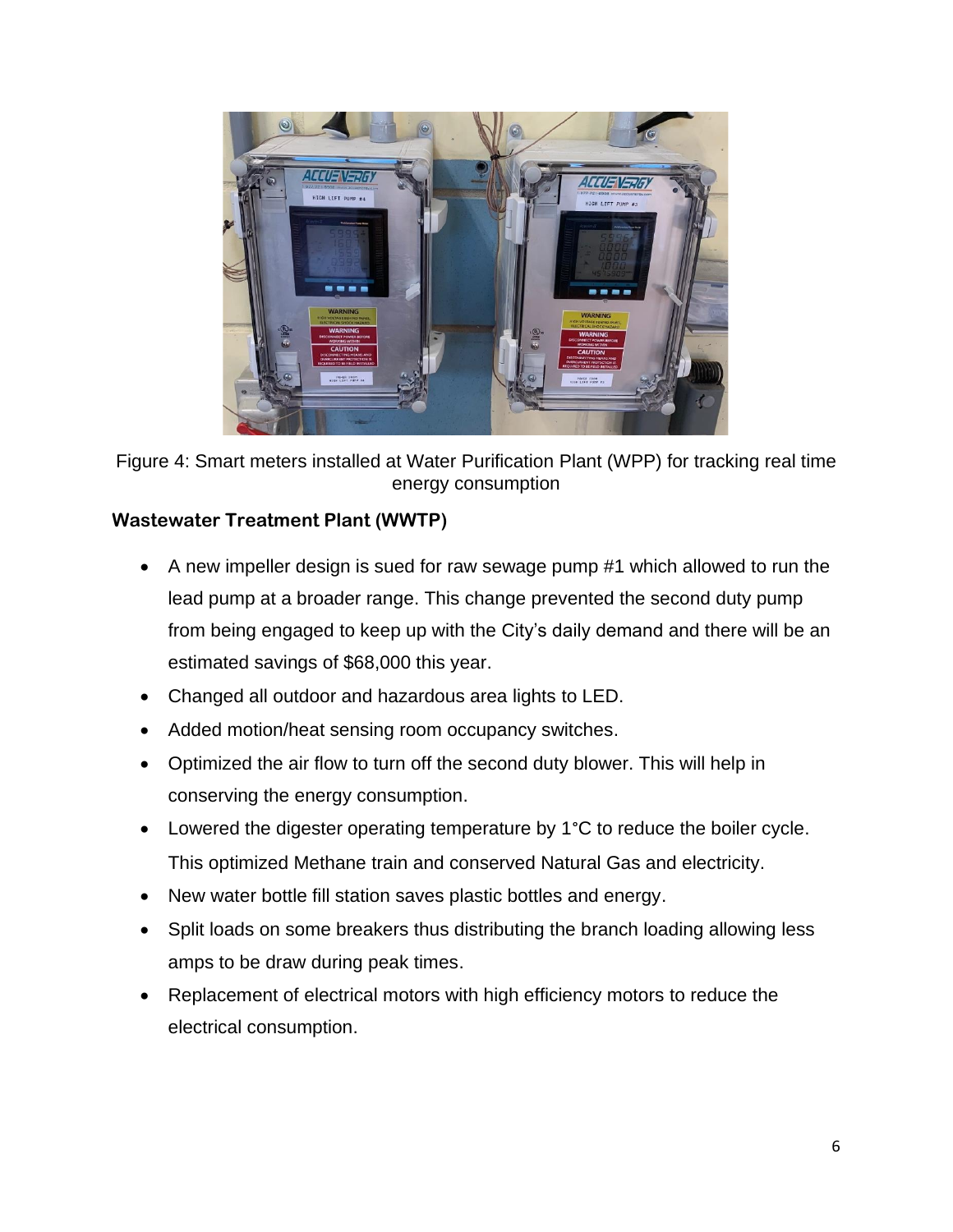Figure 4: Smart meters installed at Water Purification Plant (WPP) for tracking real time energy consumption

**Wastewater Treatment Plant (WWTP)**

- A new impeller design is sued for raw sewage pump #1 which allowed to run the lead pump at a broader range. This change prevented the second duty pump from being engaged to keep up with the City's daily demand and there will be an estimated savings of $68,000 this year.
- Changed all outdoor and hazardous area lights to LED.
- Added motion/heat sensing room occupancy switches.
- Optimized the air flow to turn off the second duty blower. This will help in conserving the energy consumption.
- Lowered the digester operating temperature by 1°C to reduce the boiler cycle. This optimized Methane train and conserved Natural Gas and electricity.
- New water bottle fill station saves plastic bottles and energy.
- Split loads on some breakers thus distributing the branch loading allowing less amps to be draw during peak times.
- Replacement of electrical motors with high efficiency motors to reduce the electrical consumption.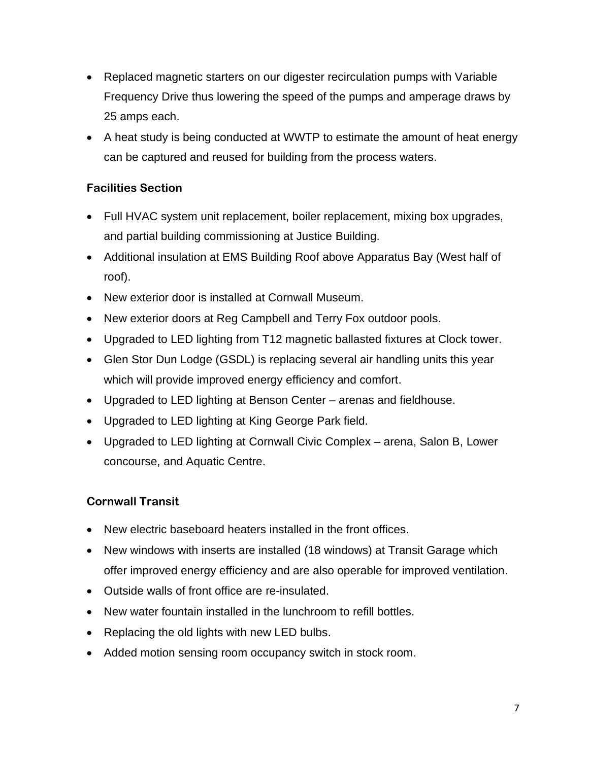- Replaced magnetic starters on our digester recirculation pumps with Variable Frequency Drive thus lowering the speed of the pumps and amperage draws by 25 amps each.
- A heat study is being conducted at WWTP to estimate the amount of heat energy can be captured and reused for building from the process waters.

### Facilities Section

- Full HVAC system unit replacement, boiler replacement, mixing box upgrades, and partial building commissioning at Justice Building.
- Additional insulation at EMS Building Roof above Apparatus Bay (West half of roof).
- New exterior door is installed at Cornwall Museum.
- New exterior doors at Reg Campbell and Terry Fox outdoor pools.
- Upgraded to LED lighting from T12 magnetic ballasted fixtures at Clock tower.
- Glen Stor Dun Lodge (GSDL) is replacing several air handling units this year which will provide improved energy efficiency and comfort.
- Upgraded to LED lighting at Benson Center – arenas and fieldhouse.
- Upgraded to LED lighting at King George Park field.
- Upgraded to LED lighting at Cornwall Civic Complex – arena, Salon B, Lower concourse, and Aquatic Centre.

### Cornwall Transit

- New electric baseboard heaters installed in the front offices.
- New windows with inserts are installed (18 windows) at Transit Garage which offer improved energy efficiency and are also operable for improved ventilation.
- Outside walls of front office are re-insulated.
- New water fountain installed in the lunchroom to refill bottles.
- Replacing the old lights with new LED bulbs.
- Added motion sensing room occupancy switch in stock room.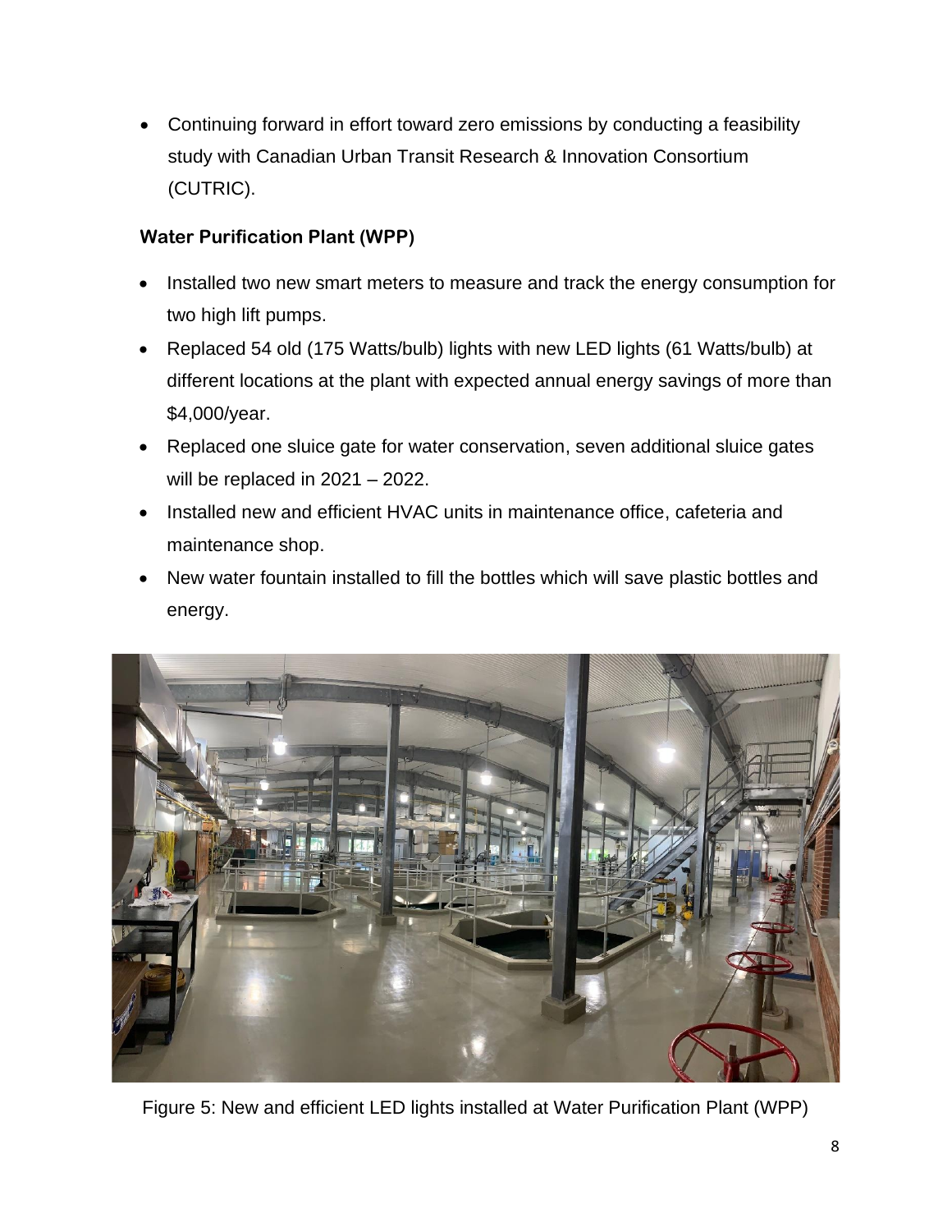- Continuing forward in effort toward zero emissions by conducting a feasibility study with Canadian Urban Transit Research & Innovation Consortium (CUTRIC).

### Water Purification Plant (WPP)

- Installed two new smart meters to measure and track the energy consumption for two high lift pumps.
- Replaced 54 old (175 Watts/bulb) lights with new LED lights (61 Watts/bulb) at different locations at the plant with expected annual energy savings of more than $4,000/year.
- Replaced one sluice gate for water conservation, seven additional sluice gates will be replaced in 2021 – 2022.
- Installed new and efficient HVAC units in maintenance office, cafeteria and maintenance shop.
- New water fountain installed to fill the bottles which will save plastic bottles and energy.

Figure 5: New and efficient LED lights installed at Water Purification Plant (WPP)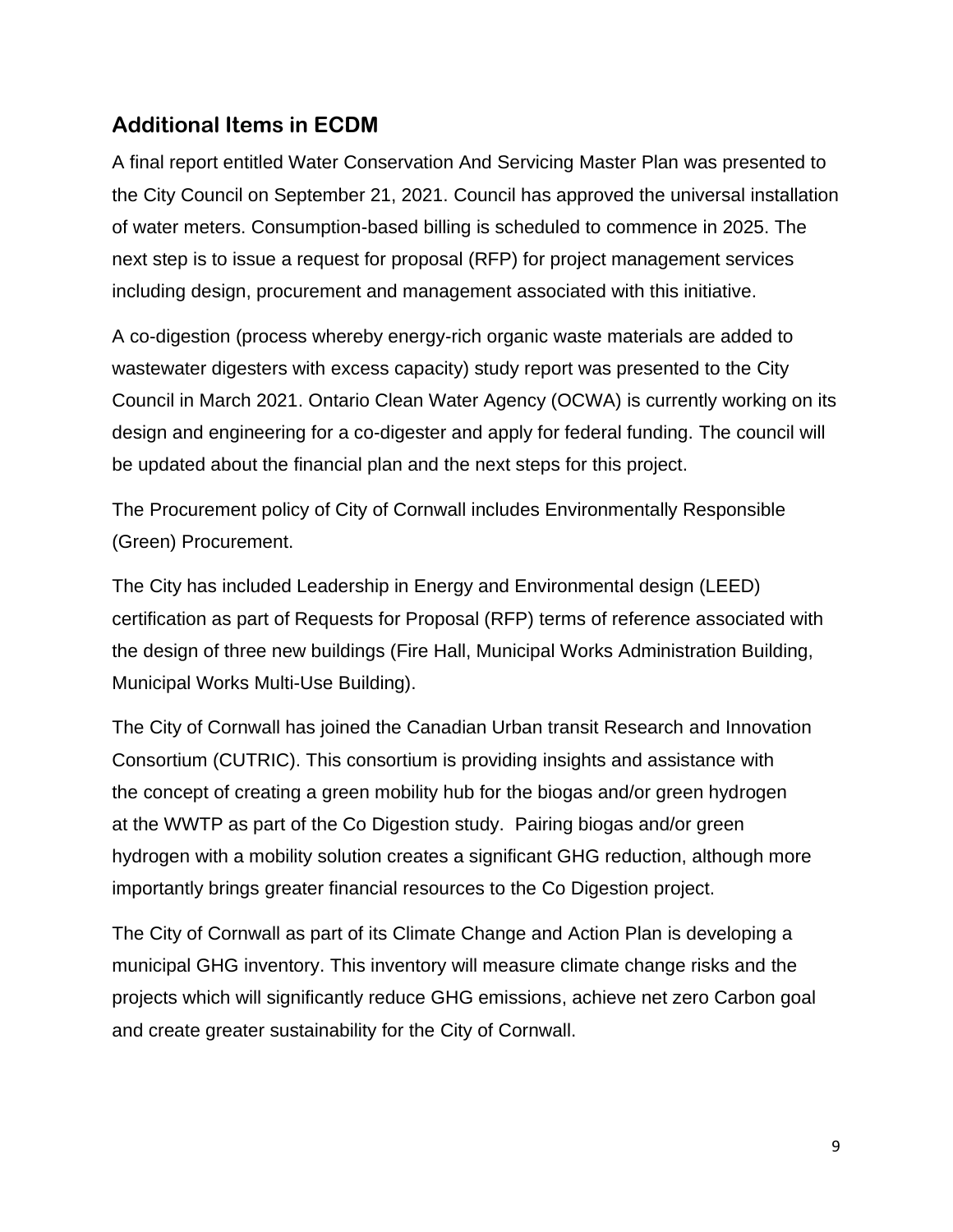## Additional Items in ECDM

A final report entitled Water Conservation And Servicing Master Plan was presented to the City Council on September 21, 2021. Council has approved the universal installation of water meters. Consumption-based billing is scheduled to commence in 2025. The next step is to issue a request for proposal (RFP) for project management services including design, procurement and management associated with this initiative.

A co-digestion (process whereby energy-rich organic waste materials are added to wastewater digesters with excess capacity) study report was presented to the City Council in March 2021. Ontario Clean Water Agency (OCWA) is currently working on its design and engineering for a co-digester and apply for federal funding. The council will be updated about the financial plan and the next steps for this project.

The Procurement policy of City of Cornwall includes Environmentally Responsible (Green) Procurement.

The City has included Leadership in Energy and Environmental design (LEED) certification as part of Requests for Proposal (RFP) terms of reference associated with the design of three new buildings (Fire Hall, Municipal Works Administration Building, Municipal Works Multi-Use Building).

The City of Cornwall has joined the Canadian Urban transit Research and Innovation Consortium (CUTRIC). This consortium is providing insights and assistance with the concept of creating a green mobility hub for the biogas and/or green hydrogen at the WWTP as part of the Co Digestion study. Pairing biogas and/or green hydrogen with a mobility solution creates a significant GHG reduction, although more importantly brings greater financial resources to the Co Digestion project.

The City of Cornwall as part of its Climate Change and Action Plan is developing a municipal GHG inventory. This inventory will measure climate change risks and the projects which will significantly reduce GHG emissions, achieve net zero Carbon goal and create greater sustainability for the City of Cornwall.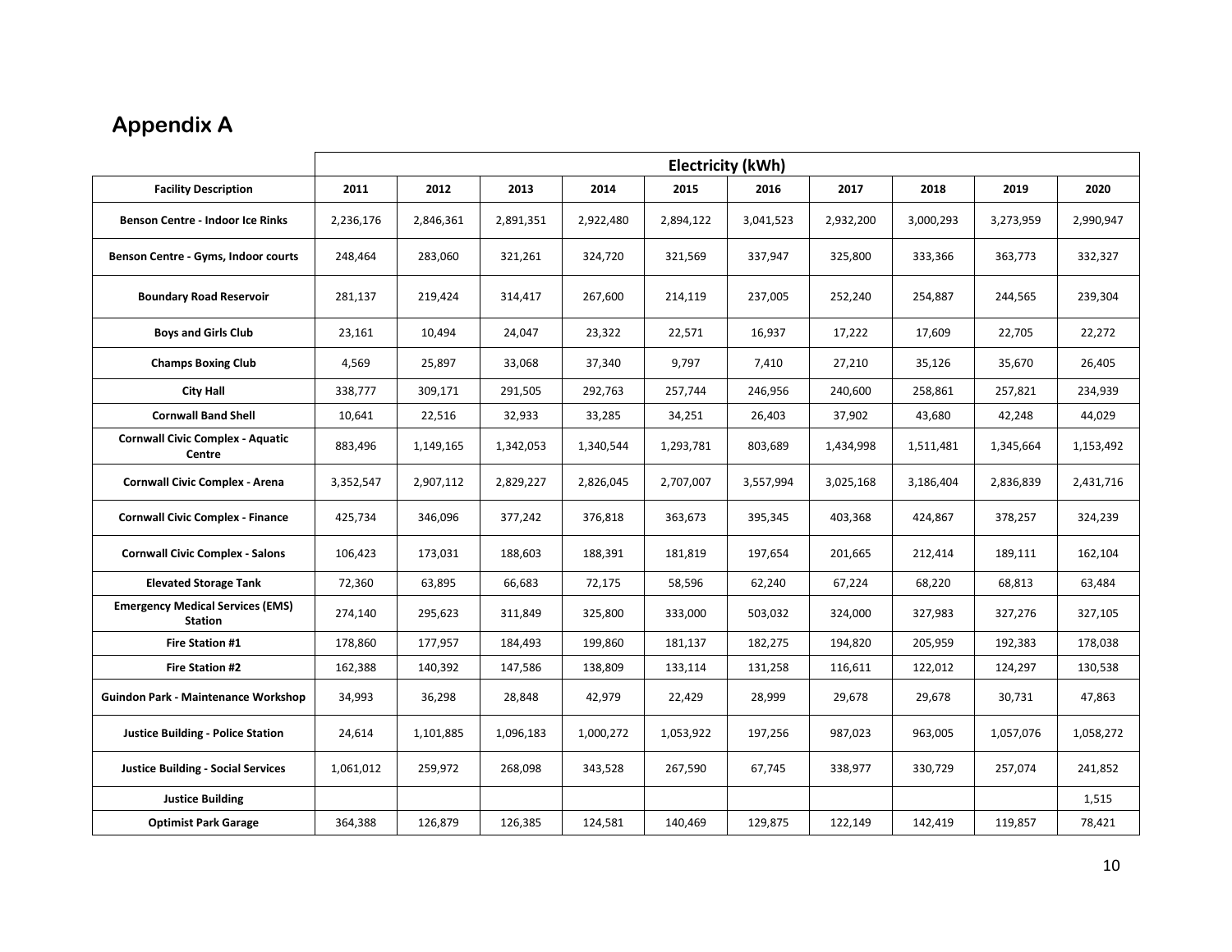## Appendix A

| | Electricity (kWh) | | | | | | | | | |
|---|---|---|---|---|---|---|---|---|---|---|
| **Facility Description** | **2011** | **2012** | **2013** | **2014** | **2015** | **2016** | **2017** | **2018** | **2019** | **2020** |
| **Benson Centre - Indoor Ice Rinks** | 2,236,176 | 2,846,361 | 2,891,351 | 2,922,480 | 2,894,122 | 3,041,523 | 2,932,200 | 3,000,293 | 3,273,959 | 2,990,947 |
| **Benson Centre - Gyms, Indoor courts** | 248,464 | 283,060 | 321,261 | 324,720 | 321,569 | 337,947 | 325,800 | 333,366 | 363,773 | 332,327 |
| **Boundary Road Reservoir** | 281,137 | 219,424 | 314,417 | 267,600 | 214,119 | 237,005 | 252,240 | 254,887 | 244,565 | 239,304 |
| **Boys and Girls Club** | 23,161 | 10,494 | 24,047 | 23,322 | 22,571 | 16,937 | 17,222 | 17,609 | 22,705 | 22,272 |
| **Champs Boxing Club** | 4,569 | 25,897 | 33,068 | 37,340 | 9,797 | 7,410 | 27,210 | 35,126 | 35,670 | 26,405 |
| **City Hall** | 338,777 | 309,171 | 291,505 | 292,763 | 257,744 | 246,956 | 240,600 | 258,861 | 257,821 | 234,939 |
| **Cornwall Band Shell** | 10,641 | 22,516 | 32,933 | 33,285 | 34,251 | 26,403 | 37,902 | 43,680 | 42,248 | 44,029 |
| **Cornwall Civic Complex - Aquatic Centre** | 883,496 | 1,149,165 | 1,342,053 | 1,340,544 | 1,293,781 | 803,689 | 1,434,998 | 1,511,481 | 1,345,664 | 1,153,492 |
| **Cornwall Civic Complex - Arena** | 3,352,547 | 2,907,112 | 2,829,227 | 2,826,045 | 2,707,007 | 3,557,994 | 3,025,168 | 3,186,404 | 2,836,839 | 2,431,716 |
| **Cornwall Civic Complex - Finance** | 425,734 | 346,096 | 377,242 | 376,818 | 363,673 | 395,345 | 403,368 | 424,867 | 378,257 | 324,239 |
| **Cornwall Civic Complex - Salons** | 106,423 | 173,031 | 188,603 | 188,391 | 181,819 | 197,654 | 201,665 | 212,414 | 189,111 | 162,104 |
| **Elevated Storage Tank** | 72,360 | 63,895 | 66,683 | 72,175 | 58,596 | 62,240 | 67,224 | 68,220 | 68,813 | 63,484 |
| **Emergency Medical Services (EMS) Station** | 274,140 | 295,623 | 311,849 | 325,800 | 333,000 | 503,032 | 324,000 | 327,983 | 327,276 | 327,105 |
| **Fire Station #1** | 178,860 | 177,957 | 184,493 | 199,860 | 181,137 | 182,275 | 194,820 | 205,959 | 192,383 | 178,038 |
| **Fire Station #2** | 162,388 | 140,392 | 147,586 | 138,809 | 133,114 | 131,258 | 116,611 | 122,012 | 124,297 | 130,538 |
| **Guindon Park - Maintenance Workshop** | 34,993 | 36,298 | 28,848 | 42,979 | 22,429 | 28,999 | 29,678 | 29,678 | 30,731 | 47,863 |
| **Justice Building - Police Station** | 24,614 | 1,101,885 | 1,096,183 | 1,000,272 | 1,053,922 | 197,256 | 987,023 | 963,005 | 1,057,076 | 1,058,272 |
| **Justice Building - Social Services** | 1,061,012 | 259,972 | 268,098 | 343,528 | 267,590 | 67,745 | 338,977 | 330,729 | 257,074 | 241,852 |
| **Justice Building** | | | | | | | | | | 1,515 |
| **Optimist Park Garage** | 364,388 | 126,879 | 126,385 | 124,581 | 140,469 | 129,875 | 122,149 | 142,419 | 119,857 | 78,421 |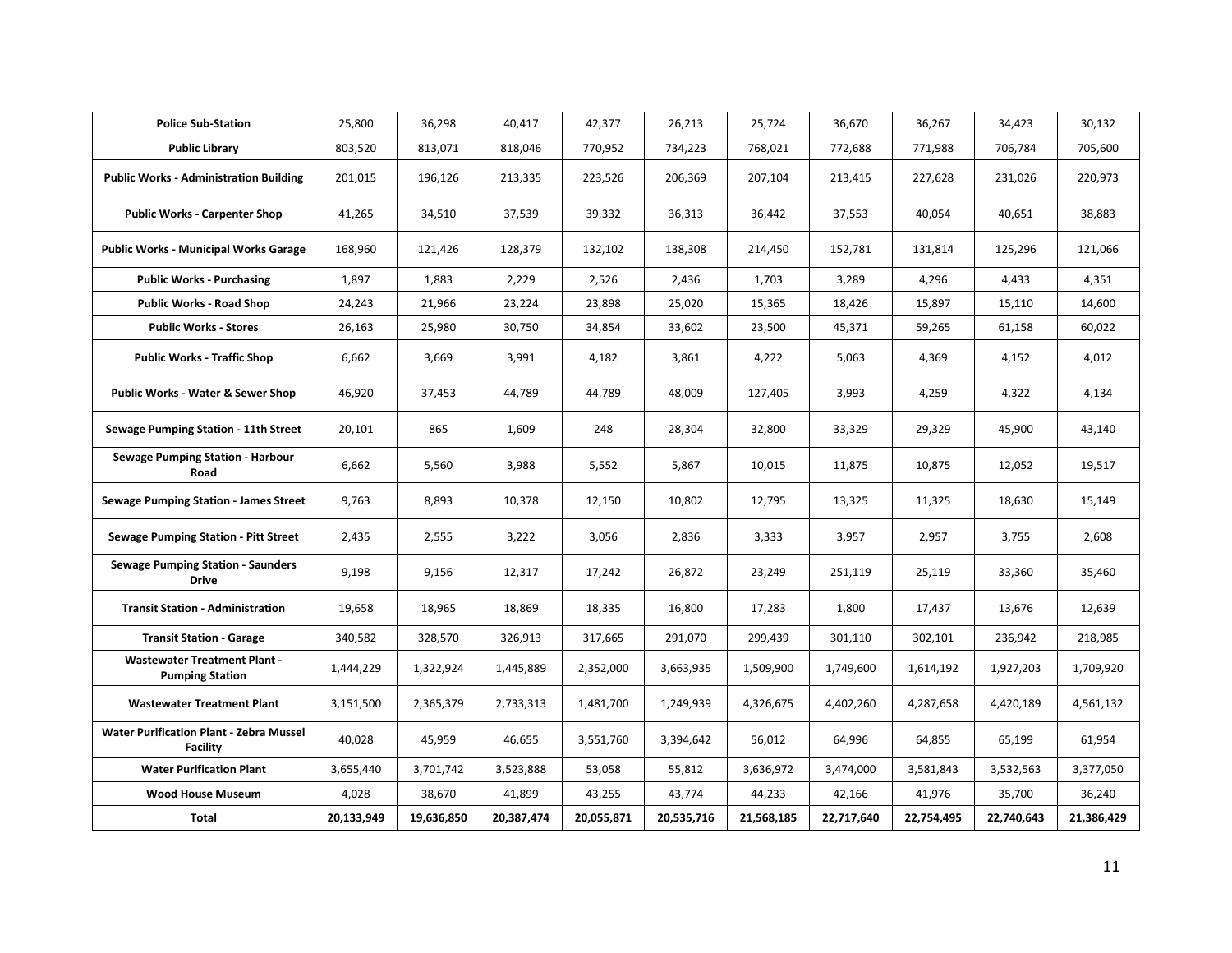| Police Sub-Station | 25,800 | 36,298 | 40,417 | 42,377 | 26,213 | 25,724 | 36,670 | 36,267 | 34,423 | 30,132 |
|---|---|---|---|---|---|---|---|---|---|---|
| **Public Library** | 803,520 | 813,071 | 818,046 | 770,952 | 734,223 | 768,021 | 772,688 | 771,988 | 706,784 | 705,600 |
| **Public Works - Administration Building** | 201,015 | 196,126 | 213,335 | 223,526 | 206,369 | 207,104 | 213,415 | 227,628 | 231,026 | 220,973 |
| **Public Works - Carpenter Shop** | 41,265 | 34,510 | 37,539 | 39,332 | 36,313 | 36,442 | 37,553 | 40,054 | 40,651 | 38,883 |
| **Public Works - Municipal Works Garage** | 168,960 | 121,426 | 128,379 | 132,102 | 138,308 | 214,450 | 152,781 | 131,814 | 125,296 | 121,066 |
| **Public Works - Purchasing** | 1,897 | 1,883 | 2,229 | 2,526 | 2,436 | 1,703 | 3,289 | 4,296 | 4,433 | 4,351 |
| **Public Works - Road Shop** | 24,243 | 21,966 | 23,224 | 23,898 | 25,020 | 15,365 | 18,426 | 15,897 | 15,110 | 14,600 |
| **Public Works - Stores** | 26,163 | 25,980 | 30,750 | 34,854 | 33,602 | 23,500 | 45,371 | 59,265 | 61,158 | 60,022 |
| **Public Works - Traffic Shop** | 6,662 | 3,669 | 3,991 | 4,182 | 3,861 | 4,222 | 5,063 | 4,369 | 4,152 | 4,012 |
| **Public Works - Water & Sewer Shop** | 46,920 | 37,453 | 44,789 | 44,789 | 48,009 | 127,405 | 3,993 | 4,259 | 4,322 | 4,134 |
| **Sewage Pumping Station - 11th Street** | 20,101 | 865 | 1,609 | 248 | 28,304 | 32,800 | 33,329 | 29,329 | 45,900 | 43,140 |
| **Sewage Pumping Station - Harbour Road** | 6,662 | 5,560 | 3,988 | 5,552 | 5,867 | 10,015 | 11,875 | 10,875 | 12,052 | 19,517 |
| **Sewage Pumping Station - James Street** | 9,763 | 8,893 | 10,378 | 12,150 | 10,802 | 12,795 | 13,325 | 11,325 | 18,630 | 15,149 |
| **Sewage Pumping Station - Pitt Street** | 2,435 | 2,555 | 3,222 | 3,056 | 2,836 | 3,333 | 3,957 | 2,957 | 3,755 | 2,608 |
| **Sewage Pumping Station - Saunders Drive** | 9,198 | 9,156 | 12,317 | 17,242 | 26,872 | 23,249 | 251,119 | 25,119 | 33,360 | 35,460 |
| **Transit Station - Administration** | 19,658 | 18,965 | 18,869 | 18,335 | 16,800 | 17,283 | 1,800 | 17,437 | 13,676 | 12,639 |
| **Transit Station - Garage** | 340,582 | 328,570 | 326,913 | 317,665 | 291,070 | 299,439 | 301,110 | 302,101 | 236,942 | 218,985 |
| **Wastewater Treatment Plant - Pumping Station** | 1,444,229 | 1,322,924 | 1,445,889 | 2,352,000 | 3,663,935 | 1,509,900 | 1,749,600 | 1,614,192 | 1,927,203 | 1,709,920 |
| **Wastewater Treatment Plant** | 3,151,500 | 2,365,379 | 2,733,313 | 1,481,700 | 1,249,939 | 4,326,675 | 4,402,260 | 4,287,658 | 4,420,189 | 4,561,132 |
| **Water Purification Plant - Zebra Mussel Facility** | 40,028 | 45,959 | 46,655 | 3,551,760 | 3,394,642 | 56,012 | 64,996 | 64,855 | 65,199 | 61,954 |
| **Water Purification Plant** | 3,655,440 | 3,701,742 | 3,523,888 | 53,058 | 55,812 | 3,636,972 | 3,474,000 | 3,581,843 | 3,532,563 | 3,377,050 |
| **Wood House Museum** | 4,028 | 38,670 | 41,899 | 43,255 | 43,774 | 44,233 | 42,166 | 41,976 | 35,700 | 36,240 |
| **Total** | **20,133,949** | **19,636,850** | **20,387,474** | **20,055,871** | **20,535,716** | **21,568,185** | **22,717,640** | **22,754,495** | **22,740,643** | **21,386,429** |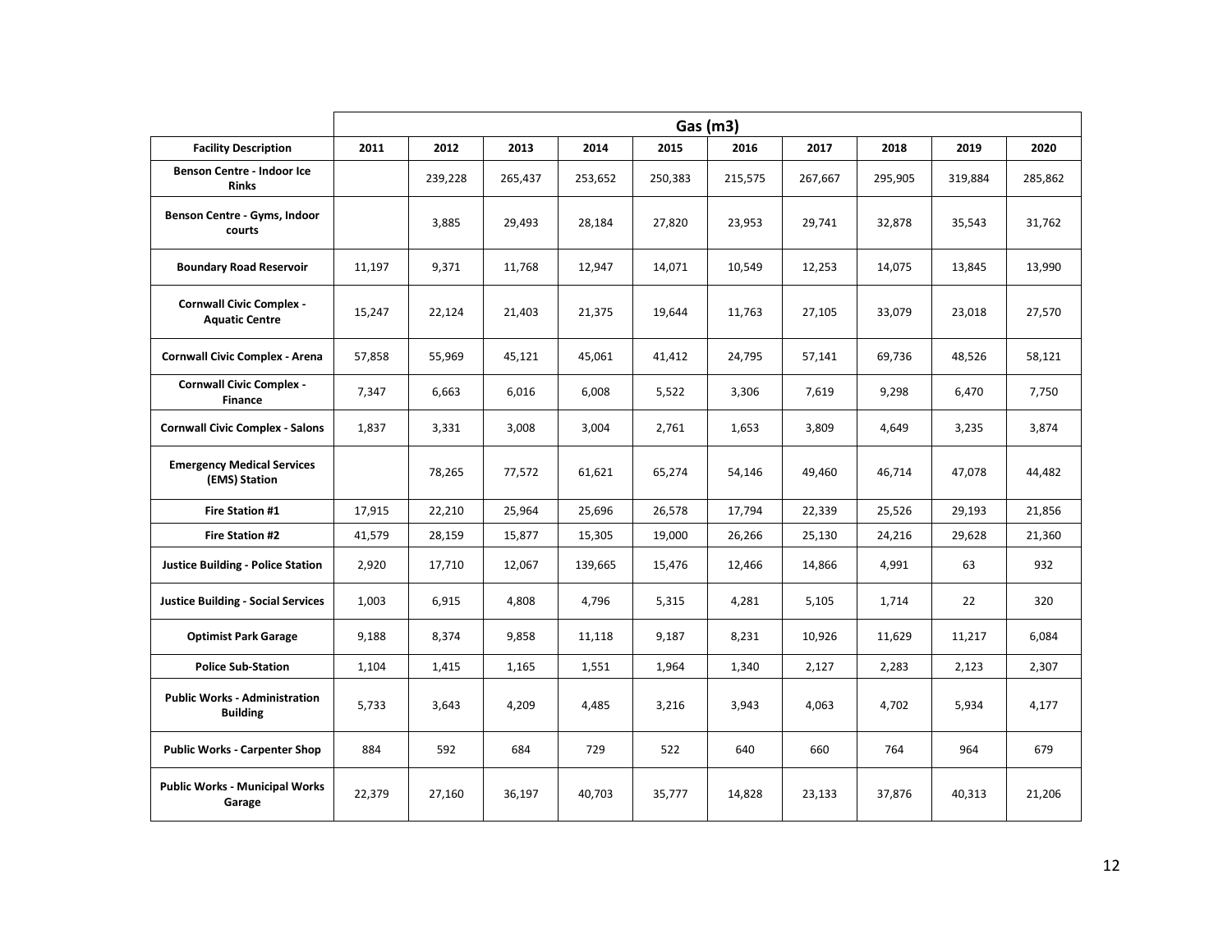| | Gas (m3) | | | | | | | | | |
|---|---|---|---|---|---|---|---|---|---|---|
| **Facility Description** | **2011** | **2012** | **2013** | **2014** | **2015** | **2016** | **2017** | **2018** | **2019** | **2020** |
| **Benson Centre - Indoor Ice Rinks** | | 239,228 | 265,437 | 253,652 | 250,383 | 215,575 | 267,667 | 295,905 | 319,884 | 285,862 |
| **Benson Centre - Gyms, Indoor courts** | | 3,885 | 29,493 | 28,184 | 27,820 | 23,953 | 29,741 | 32,878 | 35,543 | 31,762 |
| **Boundary Road Reservoir** | 11,197 | 9,371 | 11,768 | 12,947 | 14,071 | 10,549 | 12,253 | 14,075 | 13,845 | 13,990 |
| **Cornwall Civic Complex - Aquatic Centre** | 15,247 | 22,124 | 21,403 | 21,375 | 19,644 | 11,763 | 27,105 | 33,079 | 23,018 | 27,570 |
| **Cornwall Civic Complex - Arena** | 57,858 | 55,969 | 45,121 | 45,061 | 41,412 | 24,795 | 57,141 | 69,736 | 48,526 | 58,121 |
| **Cornwall Civic Complex - Finance** | 7,347 | 6,663 | 6,016 | 6,008 | 5,522 | 3,306 | 7,619 | 9,298 | 6,470 | 7,750 |
| **Cornwall Civic Complex - Salons** | 1,837 | 3,331 | 3,008 | 3,004 | 2,761 | 1,653 | 3,809 | 4,649 | 3,235 | 3,874 |
| **Emergency Medical Services (EMS) Station** | | 78,265 | 77,572 | 61,621 | 65,274 | 54,146 | 49,460 | 46,714 | 47,078 | 44,482 |
| **Fire Station #1** | 17,915 | 22,210 | 25,964 | 25,696 | 26,578 | 17,794 | 22,339 | 25,526 | 29,193 | 21,856 |
| **Fire Station #2** | 41,579 | 28,159 | 15,877 | 15,305 | 19,000 | 26,266 | 25,130 | 24,216 | 29,628 | 21,360 |
| **Justice Building - Police Station** | 2,920 | 17,710 | 12,067 | 139,665 | 15,476 | 12,466 | 14,866 | 4,991 | 63 | 932 |
| **Justice Building - Social Services** | 1,003 | 6,915 | 4,808 | 4,796 | 5,315 | 4,281 | 5,105 | 1,714 | 22 | 320 |
| **Optimist Park Garage** | 9,188 | 8,374 | 9,858 | 11,118 | 9,187 | 8,231 | 10,926 | 11,629 | 11,217 | 6,084 |
| **Police Sub-Station** | 1,104 | 1,415 | 1,165 | 1,551 | 1,964 | 1,340 | 2,127 | 2,283 | 2,123 | 2,307 |
| **Public Works - Administration Building** | 5,733 | 3,643 | 4,209 | 4,485 | 3,216 | 3,943 | 4,063 | 4,702 | 5,934 | 4,177 |
| **Public Works - Carpenter Shop** | 884 | 592 | 684 | 729 | 522 | 640 | 660 | 764 | 964 | 679 |
| **Public Works - Municipal Works Garage** | 22,379 | 27,160 | 36,197 | 40,703 | 35,777 | 14,828 | 23,133 | 37,876 | 40,313 | 21,206 |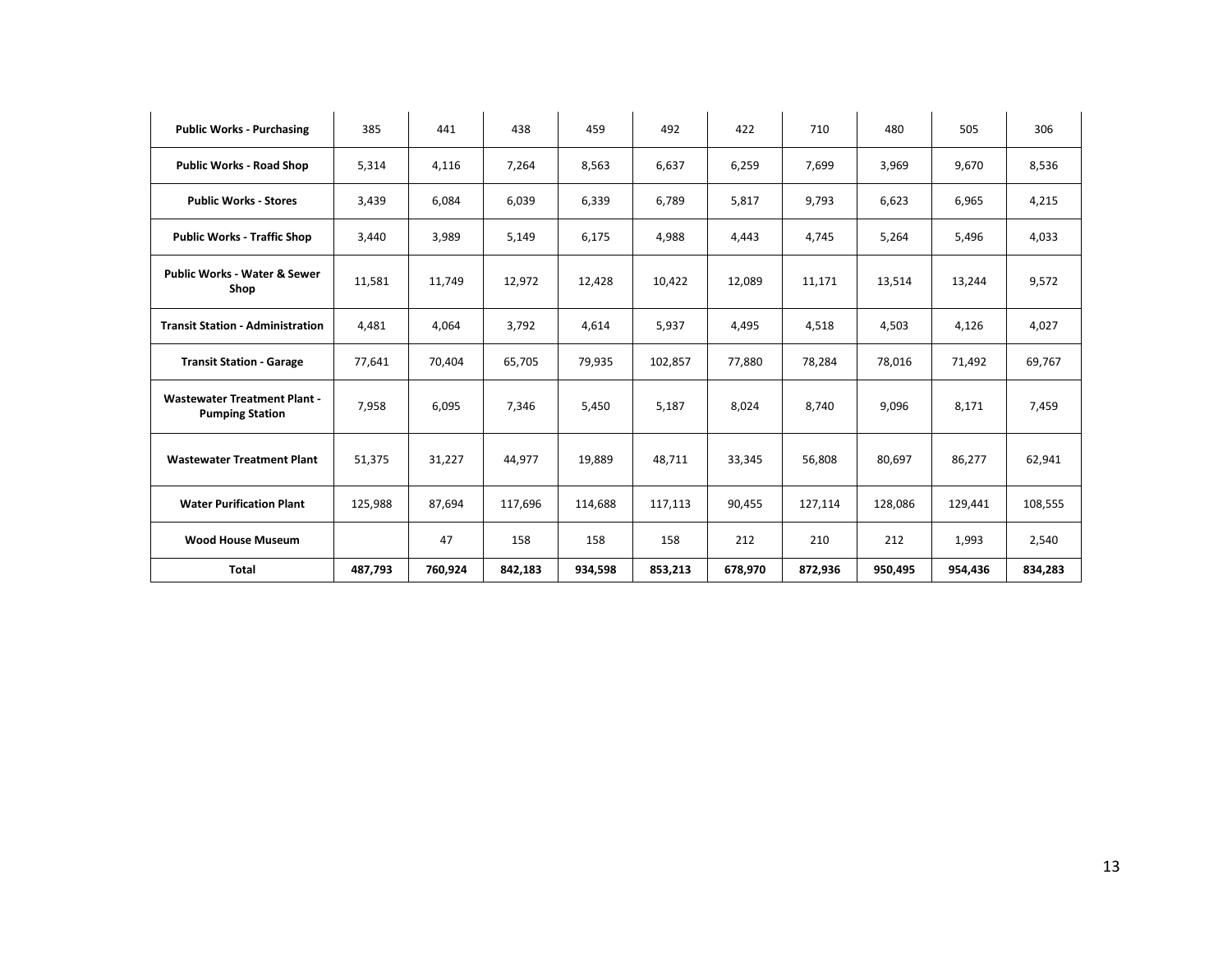| | | | | | | | | | | |
|---|---|---|---|---|---|---|---|---|---|---|
| **Public Works - Purchasing** | 385 | 441 | 438 | 459 | 492 | 422 | 710 | 480 | 505 | 306 |
| **Public Works - Road Shop** | 5,314 | 4,116 | 7,264 | 8,563 | 6,637 | 6,259 | 7,699 | 3,969 | 9,670 | 8,536 |
| **Public Works - Stores** | 3,439 | 6,084 | 6,039 | 6,339 | 6,789 | 5,817 | 9,793 | 6,623 | 6,965 | 4,215 |
| **Public Works - Traffic Shop** | 3,440 | 3,989 | 5,149 | 6,175 | 4,988 | 4,443 | 4,745 | 5,264 | 5,496 | 4,033 |
| **Public Works - Water & Sewer Shop** | 11,581 | 11,749 | 12,972 | 12,428 | 10,422 | 12,089 | 11,171 | 13,514 | 13,244 | 9,572 |
| **Transit Station - Administration** | 4,481 | 4,064 | 3,792 | 4,614 | 5,937 | 4,495 | 4,518 | 4,503 | 4,126 | 4,027 |
| **Transit Station - Garage** | 77,641 | 70,404 | 65,705 | 79,935 | 102,857 | 77,880 | 78,284 | 78,016 | 71,492 | 69,767 |
| **Wastewater Treatment Plant - Pumping Station** | 7,958 | 6,095 | 7,346 | 5,450 | 5,187 | 8,024 | 8,740 | 9,096 | 8,171 | 7,459 |
| **Wastewater Treatment Plant** | 51,375 | 31,227 | 44,977 | 19,889 | 48,711 | 33,345 | 56,808 | 80,697 | 86,277 | 62,941 |
| **Water Purification Plant** | 125,988 | 87,694 | 117,696 | 114,688 | 117,113 | 90,455 | 127,114 | 128,086 | 129,441 | 108,555 |
| **Wood House Museum** | | 47 | 158 | 158 | 158 | 212 | 210 | 212 | 1,993 | 2,540 |
| **Total** | **487,793** | **760,924** | **842,183** | **934,598** | **853,213** | **678,970** | **872,936** | **950,495** | **954,436** | **834,283** |